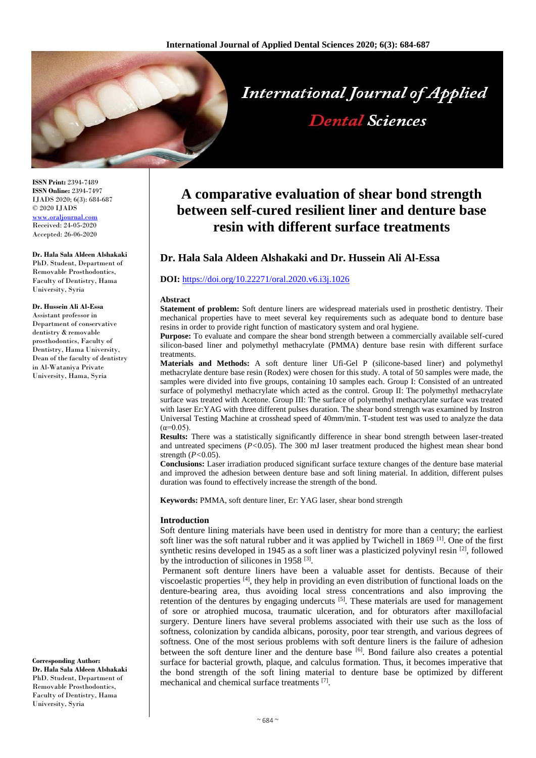ISSN Print: 2394-7489
ISSN Online: 2394-7497
IJADS 2020; 6(3): 684-687
© 2020 IJADS
www.oraljournal.com
Received: 24-05-2020
Accepted: 26-06-2020

**Dr. Hala Sala Aldeen Alshakaki**
PhD. Student, Department of Removable Prosthodontics, Faculty of Dentistry, Hama University, Syria

**Dr. Hussein Ali Al-Essa**
Assistant professor in Department of conservative dentistry & removable prosthodontics, Faculty of Dentistry, Hama University, Dean of the faculty of dentistry in Al-Wataniya Private University, Hama, Syria

**Corresponding Author:**
**Dr. Hala Sala Aldeen Alshakaki**
PhD. Student, Department of Removable Prosthodontics, Faculty of Dentistry, Hama University, Syria

# A comparative evaluation of shear bond strength between self-cured resilient liner and denture base resin with different surface treatments

## Dr. Hala Sala Aldeen Alshakaki and Dr. Hussein Ali Al-Essa

**DOI:** https://doi.org/10.22271/oral.2020.v6.i3j.1026

### Abstract

**Statement of problem:** Soft denture liners are widespread materials used in prosthetic dentistry. Their mechanical properties have to meet several key requirements such as adequate bond to denture base resins in order to provide right function of masticatory system and oral hygiene.

**Purpose:** To evaluate and compare the shear bond strength between a commercially available self-cured silicon-based liner and polymethyl methacrylate (PMMA) denture base resin with different surface treatments.

**Materials and Methods:** A soft denture liner Ufi-Gel P (silicone-based liner) and polymethyl methacrylate denture base resin (Rodex) were chosen for this study. A total of 50 samples were made, the samples were divided into five groups, containing 10 samples each. Group I: Consisted of an untreated surface of polymethyl methacrylate which acted as the control. Group II: The polymethyl methacrylate surface was treated with Acetone. Group III: The surface of polymethyl methacrylate surface was treated with laser Er:YAG with three different pulses duration. The shear bond strength was examined by Instron Universal Testing Machine at crosshead speed of 40mm/min. T-student test was used to analyze the data ($\alpha$=0.05).

**Results:** There was a statistically significantly difference in shear bond strength between laser-treated and untreated specimens ($P<0.05$). The 300 mJ laser treatment produced the highest mean shear bond strength ($P<0.05$).

**Conclusions:** Laser irradiation produced significant surface texture changes of the denture base material and improved the adhesion between denture base and soft lining material. In addition, different pulses duration was found to effectively increase the strength of the bond.

**Keywords:** PMMA, soft denture liner, Er: YAG laser, shear bond strength

### Introduction

Soft denture lining materials have been used in dentistry for more than a century; the earliest soft liner was the soft natural rubber and it was applied by Twichell in 1869 [1]. One of the first synthetic resins developed in 1945 as a soft liner was a plasticized polyvinyl resin [2], followed by the introduction of silicones in 1958 [3].

Permanent soft denture liners have been a valuable asset for dentists. Because of their viscoelastic properties [4], they help in providing an even distribution of functional loads on the denture-bearing area, thus avoiding local stress concentrations and also improving the retention of the dentures by engaging undercuts [5]. These materials are used for management of sore or atrophied mucosa, traumatic ulceration, and for obturators after maxillofacial surgery. Denture liners have several problems associated with their use such as the loss of softness, colonization by candida albicans, porosity, poor tear strength, and various degrees of softness. One of the most serious problems with soft denture liners is the failure of adhesion between the soft denture liner and the denture base [6]. Bond failure also creates a potential surface for bacterial growth, plaque, and calculus formation. Thus, it becomes imperative that the bond strength of the soft lining material to denture base be optimized by different mechanical and chemical surface treatments [7].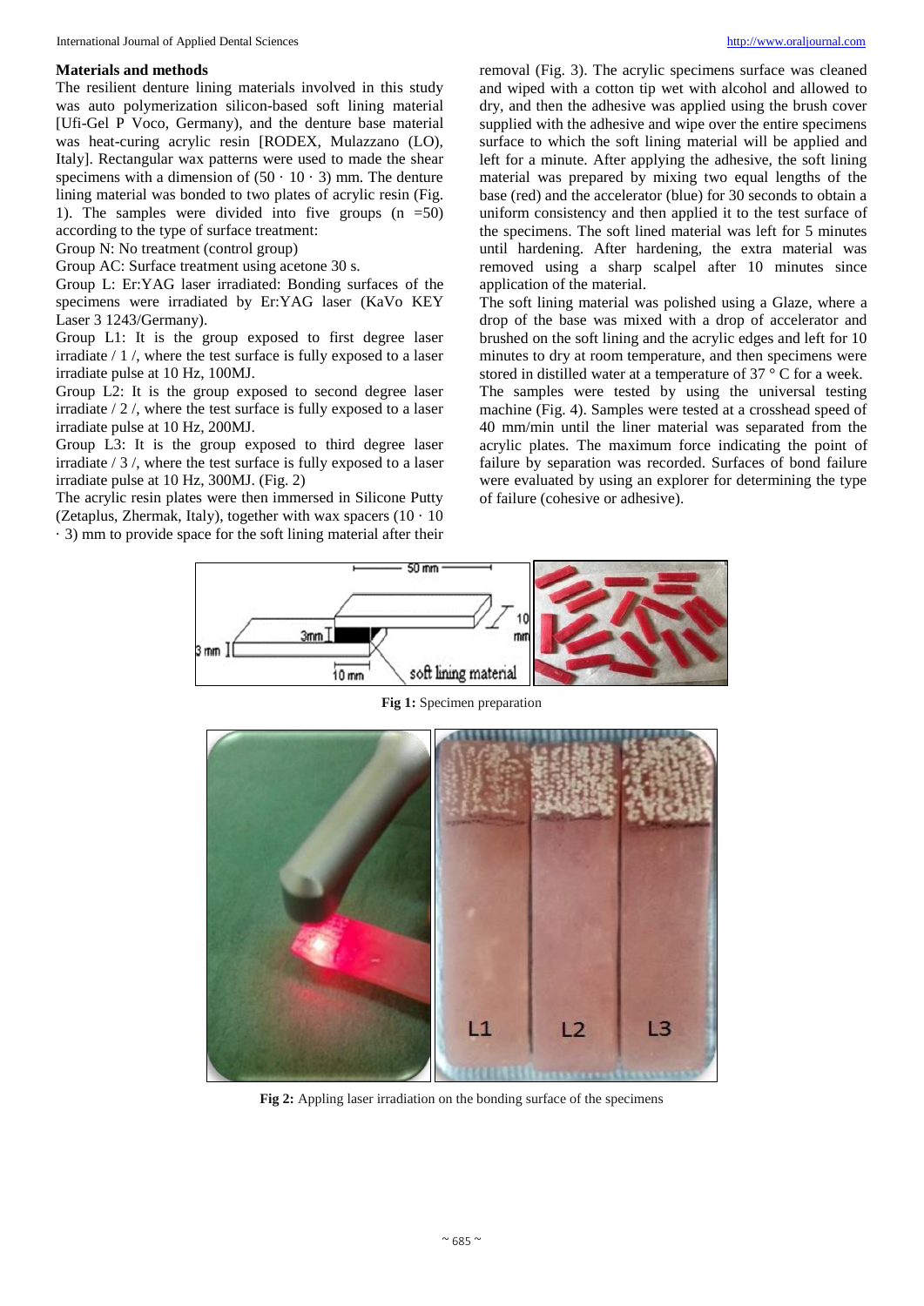**Materials and methods**

The resilient denture lining materials involved in this study was auto polymerization silicon-based soft lining material [Ufi-Gel P Voco, Germany), and the denture base material was heat-curing acrylic resin [RODEX, Mulazzano (LO), Italy]. Rectangular wax patterns were used to made the shear specimens with a dimension of (50 · 10 · 3) mm. The denture lining material was bonded to two plates of acrylic resin (Fig. 1). The samples were divided into five groups (n =50) according to the type of surface treatment:

Group N: No treatment (control group)

Group AC: Surface treatment using acetone 30 s.

Group L: Er:YAG laser irradiated: Bonding surfaces of the specimens were irradiated by Er:YAG laser (KaVo KEY Laser 3 1243/Germany).

Group L1: It is the group exposed to first degree laser irradiate / 1 /, where the test surface is fully exposed to a laser irradiate pulse at 10 Hz, 100MJ.

Group L2: It is the group exposed to second degree laser irradiate / 2 /, where the test surface is fully exposed to a laser irradiate pulse at 10 Hz, 200MJ.

Group L3: It is the group exposed to third degree laser irradiate / 3 /, where the test surface is fully exposed to a laser irradiate pulse at 10 Hz, 300MJ. (Fig. 2)

The acrylic resin plates were then immersed in Silicone Putty (Zetaplus, Zhermak, Italy), together with wax spacers (10 · 10 · 3) mm to provide space for the soft lining material after their removal (Fig. 3). The acrylic specimens surface was cleaned and wiped with a cotton tip wet with alcohol and allowed to dry, and then the adhesive was applied using the brush cover supplied with the adhesive and wipe over the entire specimens surface to which the soft lining material will be applied and left for a minute. After applying the adhesive, the soft lining material was prepared by mixing two equal lengths of the base (red) and the accelerator (blue) for 30 seconds to obtain a uniform consistency and then applied it to the test surface of the specimens. The soft lined material was left for 5 minutes until hardening. After hardening, the extra material was removed using a sharp scalpel after 10 minutes since application of the material.

The soft lining material was polished using a Glaze, where a drop of the base was mixed with a drop of accelerator and brushed on the soft lining and the acrylic edges and left for 10 minutes to dry at room temperature, and then specimens were stored in distilled water at a temperature of 37 ° C for a week.

The samples were tested by using the universal testing machine (Fig. 4). Samples were tested at a crosshead speed of 40 mm/min until the liner material was separated from the acrylic plates. The maximum force indicating the point of failure by separation was recorded. Surfaces of bond failure were evaluated by using an explorer for determining the type of failure (cohesive or adhesive).

**Fig 1:** Specimen preparation

**Fig 2:** Appling laser irradiation on the bonding surface of the specimens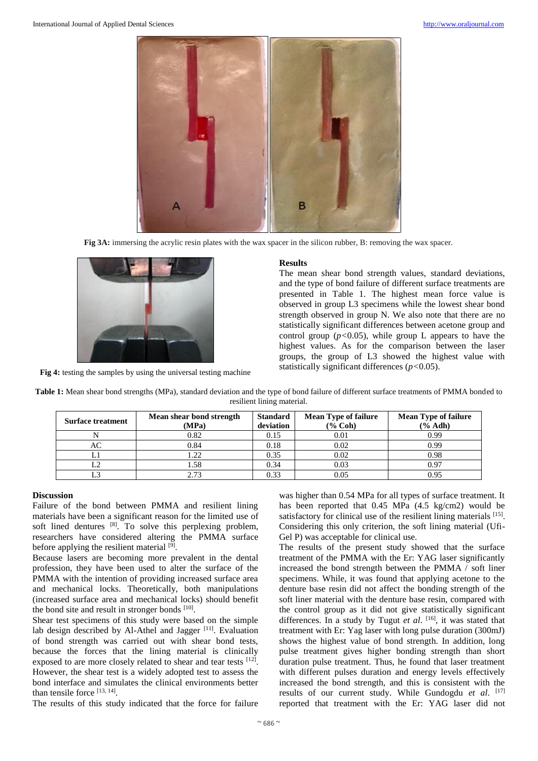**Fig 3A:** immersing the acrylic resin plates with the wax spacer in the silicon rubber, B: removing the wax spacer.

**Fig 4:** testing the samples by using the universal testing machine

### Results

The mean shear bond strength values, standard deviations, and the type of bond failure of different surface treatments are presented in Table 1. The highest mean force value is observed in group L3 specimens while the lowest shear bond strength observed in group N. We also note that there are no statistically significant differences between acetone group and control group ($p<0.05$), while group L appears to have the highest values. As for the comparison between the laser groups, the group of L3 showed the highest value with statistically significant differences ($p<0.05$).

**Table 1:** Mean shear bond strengths (MPa), standard deviation and the type of bond failure of different surface treatments of PMMA bonded to resilient lining material.

| Surface treatment | Mean shear bond strength (MPa) | Standard deviation | Mean Type of failure (% Coh) | Mean Type of failure (% Adh) |
|---|---|---|---|---|
| N | 0.82 | 0.15 | 0.01 | 0.99 |
| AC | 0.84 | 0.18 | 0.02 | 0.99 |
| L1 | 1.22 | 0.35 | 0.02 | 0.98 |
| L2 | 1.58 | 0.34 | 0.03 | 0.97 |
| L3 | 2.73 | 0.33 | 0.05 | 0.95 |

### Discussion

Failure of the bond between PMMA and resilient lining materials have been a significant reason for the limited use of soft lined dentures [8]. To solve this perplexing problem, researchers have considered altering the PMMA surface before applying the resilient material [9].

Because lasers are becoming more prevalent in the dental profession, they have been used to alter the surface of the PMMA with the intention of providing increased surface area and mechanical locks. Theoretically, both manipulations (increased surface area and mechanical locks) should benefit the bond site and result in stronger bonds [10].

Shear test specimens of this study were based on the simple lab design described by Al-Athel and Jagger [11]. Evaluation of bond strength was carried out with shear bond tests, because the forces that the lining material is clinically exposed to are more closely related to shear and tear tests [12]. However, the shear test is a widely adopted test to assess the bond interface and simulates the clinical environments better than tensile force [13, 14].

The results of this study indicated that the force for failure was higher than 0.54 MPa for all types of surface treatment. It has been reported that 0.45 MPa (4.5 kg/cm2) would be satisfactory for clinical use of the resilient lining materials [15]. Considering this only criterion, the soft lining material (Ufi-Gel P) was acceptable for clinical use.

The results of the present study showed that the surface treatment of the PMMA with the Er: YAG laser significantly increased the bond strength between the PMMA / soft liner specimens. While, it was found that applying acetone to the denture base resin did not affect the bonding strength of the soft liner material with the denture base resin, compared with the control group as it did not give statistically significant differences. In a study by Tugut *et al.* [16], it was stated that treatment with Er: Yag laser with long pulse duration (300mJ) shows the highest value of bond strength. In addition, long pulse treatment gives higher bonding strength than short duration pulse treatment. Thus, he found that laser treatment with different pulses duration and energy levels effectively increased the bond strength, and this is consistent with the results of our current study. While Gundogdu *et al.* [17] reported that treatment with the Er: YAG laser did not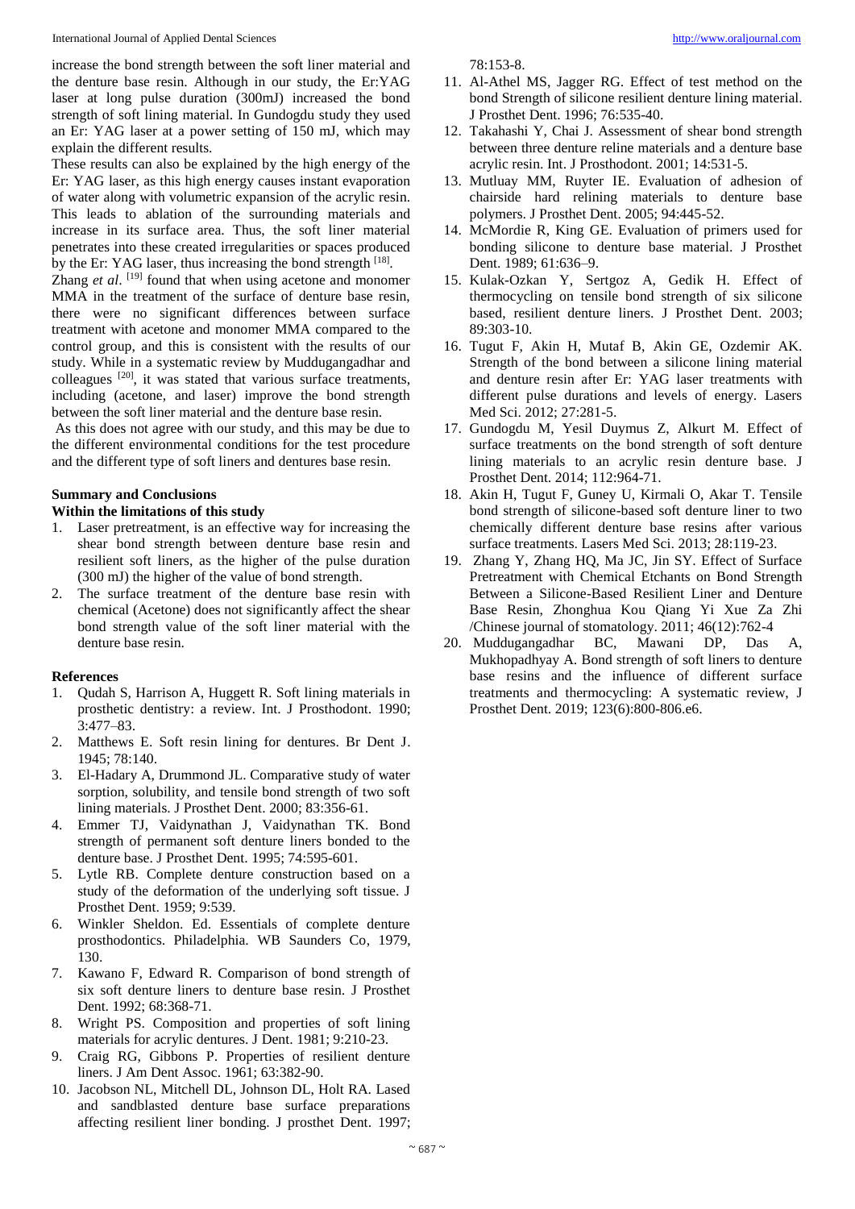increase the bond strength between the soft liner material and the denture base resin. Although in our study, the Er:YAG laser at long pulse duration (300mJ) increased the bond strength of soft lining material. In Gundogdu study they used an Er: YAG laser at a power setting of 150 mJ, which may explain the different results.

These results can also be explained by the high energy of the Er: YAG laser, as this high energy causes instant evaporation of water along with volumetric expansion of the acrylic resin. This leads to ablation of the surrounding materials and increase in its surface area. Thus, the soft liner material penetrates into these created irregularities or spaces produced by the Er: YAG laser, thus increasing the bond strength [18].

Zhang *et al*. [19] found that when using acetone and monomer MMA in the treatment of the surface of denture base resin, there were no significant differences between surface treatment with acetone and monomer MMA compared to the control group, and this is consistent with the results of our study. While in a systematic review by Muddugangadhar and colleagues [20], it was stated that various surface treatments, including (acetone, and laser) improve the bond strength between the soft liner material and the denture base resin.

As this does not agree with our study, and this may be due to the different environmental conditions for the test procedure and the different type of soft liners and dentures base resin.

## Summary and Conclusions

**Within the limitations of this study**

1. Laser pretreatment, is an effective way for increasing the shear bond strength between denture base resin and resilient soft liners, as the higher of the pulse duration (300 mJ) the higher of the value of bond strength.
2. The surface treatment of the denture base resin with chemical (Acetone) does not significantly affect the shear bond strength value of the soft liner material with the denture base resin.

## References

1. Qudah S, Harrison A, Huggett R. Soft lining materials in prosthetic dentistry: a review. Int. J Prosthodont. 1990; 3:477–83.
2. Matthews E. Soft resin lining for dentures. Br Dent J. 1945; 78:140.
3. El-Hadary A, Drummond JL. Comparative study of water sorption, solubility, and tensile bond strength of two soft lining materials. J Prosthet Dent. 2000; 83:356-61.
4. Emmer TJ, Vaidynathan J, Vaidynathan TK. Bond strength of permanent soft denture liners bonded to the denture base. J Prosthet Dent. 1995; 74:595-601.
5. Lytle RB. Complete denture construction based on a study of the deformation of the underlying soft tissue. J Prosthet Dent. 1959; 9:539.
6. Winkler Sheldon. Ed. Essentials of complete denture prosthodontics. Philadelphia. WB Saunders Co, 1979, 130.
7. Kawano F, Edward R. Comparison of bond strength of six soft denture liners to denture base resin. J Prosthet Dent. 1992; 68:368-71.
8. Wright PS. Composition and properties of soft lining materials for acrylic dentures. J Dent. 1981; 9:210-23.
9. Craig RG, Gibbons P. Properties of resilient denture liners. J Am Dent Assoc. 1961; 63:382-90.
10. Jacobson NL, Mitchell DL, Johnson DL, Holt RA. Lased and sandblasted denture base surface preparations affecting resilient liner bonding. J prosthet Dent. 1997; 78:153-8.
11. Al-Athel MS, Jagger RG. Effect of test method on the bond Strength of silicone resilient denture lining material. J Prosthet Dent. 1996; 76:535-40.
12. Takahashi Y, Chai J. Assessment of shear bond strength between three denture reline materials and a denture base acrylic resin. Int. J Prosthodont. 2001; 14:531-5.
13. Mutluay MM, Ruyter IE. Evaluation of adhesion of chairside hard relining materials to denture base polymers. J Prosthet Dent. 2005; 94:445-52.
14. McMordie R, King GE. Evaluation of primers used for bonding silicone to denture base material. J Prosthet Dent. 1989; 61:636–9.
15. Kulak-Ozkan Y, Sertgoz A, Gedik H. Effect of thermocycling on tensile bond strength of six silicone based, resilient denture liners. J Prosthet Dent. 2003; 89:303-10.
16. Tugut F, Akin H, Mutaf B, Akin GE, Ozdemir AK. Strength of the bond between a silicone lining material and denture resin after Er: YAG laser treatments with different pulse durations and levels of energy. Lasers Med Sci. 2012; 27:281-5.
17. Gundogdu M, Yesil Duymus Z, Alkurt M. Effect of surface treatments on the bond strength of soft denture lining materials to an acrylic resin denture base. J Prosthet Dent. 2014; 112:964-71.
18. Akin H, Tugut F, Guney U, Kirmali O, Akar T. Tensile bond strength of silicone-based soft denture liner to two chemically different denture base resins after various surface treatments. Lasers Med Sci. 2013; 28:119-23.
19. Zhang Y, Zhang HQ, Ma JC, Jin SY. Effect of Surface Pretreatment with Chemical Etchants on Bond Strength Between a Silicone-Based Resilient Liner and Denture Base Resin, Zhonghua Kou Qiang Yi Xue Za Zhi /Chinese journal of stomatology. 2011; 46(12):762-4
20. Muddugangadhar BC, Mawani DP, Das A, Mukhopadhyay A. Bond strength of soft liners to denture base resins and the influence of different surface treatments and thermocycling: A systematic review, J Prosthet Dent. 2019; 123(6):800-806.e6.